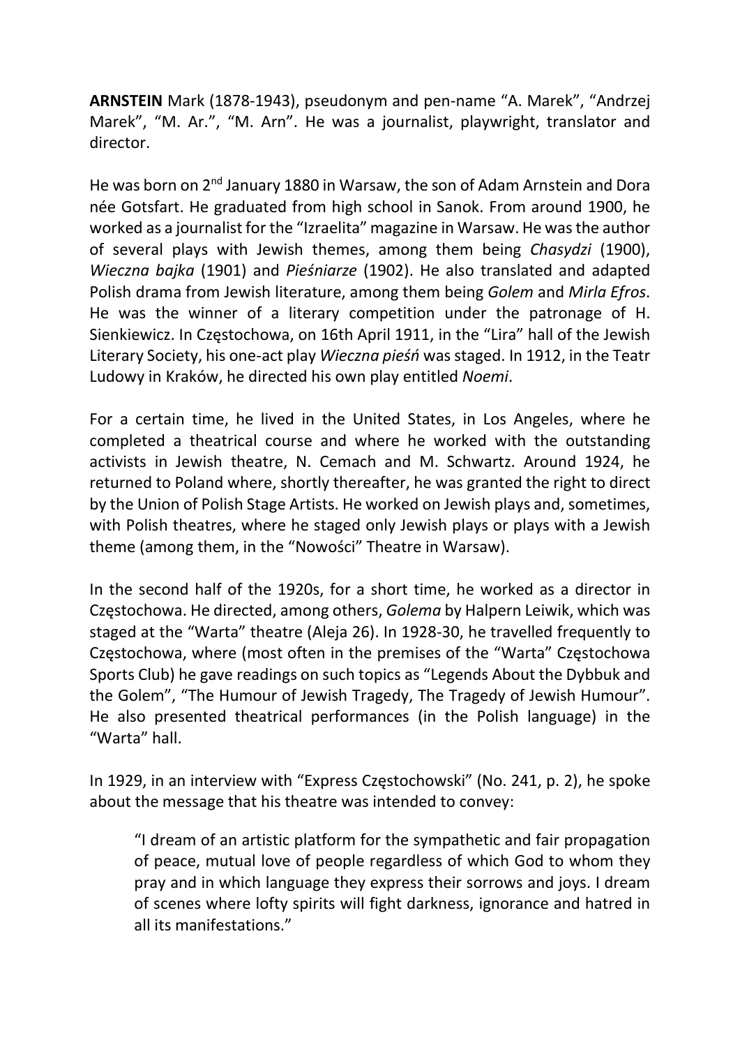**ARNSTEIN** Mark (1878-1943), pseudonym and pen-name "A. Marek", "Andrzej Marek", "M. Ar.", "M. Arn". He was a journalist, playwright, translator and director.

He was born on 2nd January 1880 in Warsaw, the son of Adam Arnstein and Dora née Gotsfart. He graduated from high school in Sanok. From around 1900, he worked as a journalist for the "Izraelita" magazine in Warsaw. He was the author of several plays with Jewish themes, among them being *Chasydzi* (1900), *Wieczna bajka* (1901) and *Pieśniarze* (1902). He also translated and adapted Polish drama from Jewish literature, among them being *Golem* and *Mirla Efros*. He was the winner of a literary competition under the patronage of H. Sienkiewicz. In Częstochowa, on 16th April 1911, in the "Lira" hall of the Jewish Literary Society, his one-act play *Wieczna pieśń* was staged. In 1912, in the Teatr Ludowy in Kraków, he directed his own play entitled *Noemi*.

For a certain time, he lived in the United States, in Los Angeles, where he completed a theatrical course and where he worked with the outstanding activists in Jewish theatre, N. Cemach and M. Schwartz. Around 1924, he returned to Poland where, shortly thereafter, he was granted the right to direct by the Union of Polish Stage Artists. He worked on Jewish plays and, sometimes, with Polish theatres, where he staged only Jewish plays or plays with a Jewish theme (among them, in the "Nowości" Theatre in Warsaw).

In the second half of the 1920s, for a short time, he worked as a director in Częstochowa. He directed, among others, *Golema* by Halpern Leiwik, which was staged at the "Warta" theatre (Aleja 26). In 1928-30, he travelled frequently to Częstochowa, where (most often in the premises of the "Warta" Częstochowa Sports Club) he gave readings on such topics as "Legends About the Dybbuk and the Golem", "The Humour of Jewish Tragedy, The Tragedy of Jewish Humour". He also presented theatrical performances (in the Polish language) in the "Warta" hall.

In 1929, in an interview with "Express Częstochowski" (No. 241, p. 2), he spoke about the message that his theatre was intended to convey:

> "I dream of an artistic platform for the sympathetic and fair propagation of peace, mutual love of people regardless of which God to whom they pray and in which language they express their sorrows and joys. I dream of scenes where lofty spirits will fight darkness, ignorance and hatred in all its manifestations."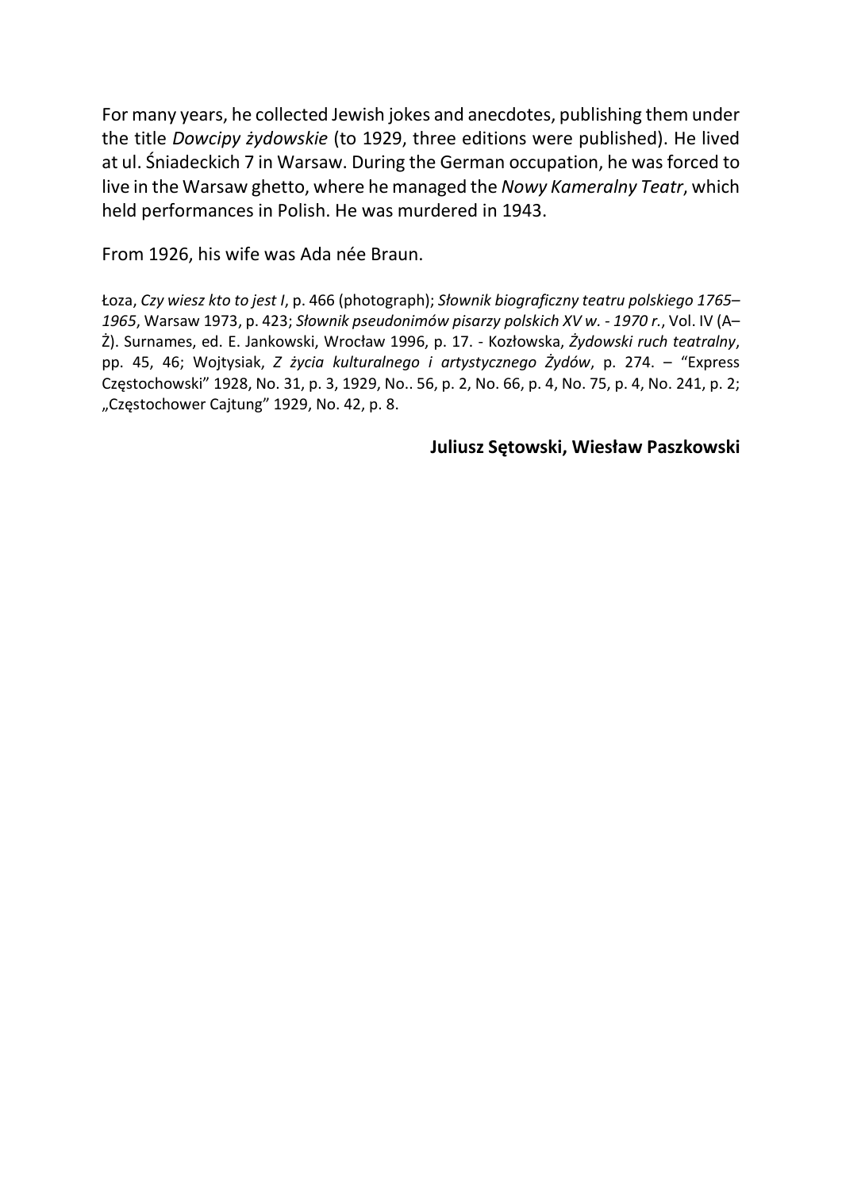For many years, he collected Jewish jokes and anecdotes, publishing them under the title *Dowcipy żydowskie* (to 1929, three editions were published). He lived at ul. Śniadeckich 7 in Warsaw. During the German occupation, he was forced to live in the Warsaw ghetto, where he managed the *Nowy Kameralny Teatr*, which held performances in Polish. He was murdered in 1943.

From 1926, his wife was Ada née Braun.

Łoza, *Czy wiesz kto to jest I*, p. 466 (photograph); *Słownik biograficzny teatru polskiego 1765–1965*, Warsaw 1973, p. 423; *Słownik pseudonimów pisarzy polskich XV w. - 1970 r.*, Vol. IV (A–Ż). Surnames, ed. E. Jankowski, Wrocław 1996, p. 17. - Kozłowska, *Żydowski ruch teatralny*, pp. 45, 46; Wojtysiak, *Z życia kulturalnego i artystycznego Żydów*, p. 274. – "Express Częstochowski" 1928, No. 31, p. 3, 1929, No.. 56, p. 2, No. 66, p. 4, No. 75, p. 4, No. 241, p. 2; „Częstochower Cajtung" 1929, No. 42, p. 8.

**Juliusz Sętowski, Wiesław Paszkowski**